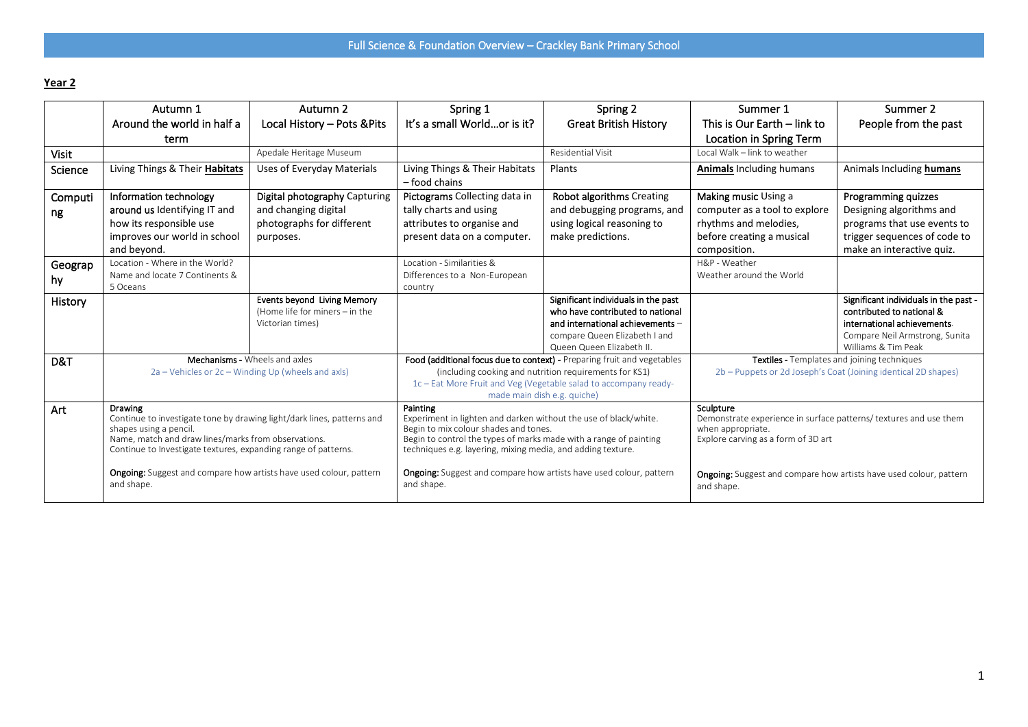# Full Science & Foundation Overview – Crackley Bank Primary School

## Year 2

| | Autumn 1<br>Around the world in half a term | Autumn 2<br>Local History – Pots &Pits | Spring 1<br>It's a small World…or is it? | Spring 2<br>Great British History | Summer 1<br>This is Our Earth – link to Location in Spring Term | Summer 2<br>People from the past |
|---|---|---|---|---|---|---|
| Visit | | Apedale Heritage Museum | | Residential Visit | Local Walk – link to weather | |
| Science | Living Things & Their **Habitats** | Uses of Everyday Materials | Living Things & Their Habitats – food chains | Plants | **Animals** Including humans | Animals Including **humans** |
| Computing | Information technology around us Identifying IT and how its responsible use improves our world in school and beyond. | Digital photography Capturing and changing digital photographs for different purposes. | Pictograms Collecting data in tally charts and using attributes to organise and present data on a computer. | Robot algorithms Creating and debugging programs, and using logical reasoning to make predictions. | Making music Using a computer as a tool to explore rhythms and melodies, before creating a musical composition. | Programming quizzes Designing algorithms and programs that use events to trigger sequences of code to make an interactive quiz. |
| Geography | Location - Where in the World? Name and locate 7 Continents & 5 Oceans | | Location - Similarities & Differences to a Non-European country | | H&P - Weather<br>Weather around the World | |
| History | | Events beyond Living Memory (Home life for miners – in the Victorian times) | | Significant individuals in the past who have contributed to national and international achievements – compare Queen Elizabeth I and Queen Queen Elizabeth II. | | Significant individuals in the past - contributed to national & international achievements. Compare Neil Armstrong, Sunita Williams & Tim Peak |
| D&T | **Mechanisms** - Wheels and axles<br>2a – Vehicles or 2c – Winding Up (wheels and axls) | | **Food (additional focus due to context)** - Preparing fruit and vegetables (including cooking and nutrition requirements for KS1)<br>1c – Eat More Fruit and Veg (Vegetable salad to accompany ready-made main dish e.g. quiche) | | **Textiles** - Templates and joining techniques<br>2b – Puppets or 2d Joseph's Coat (Joining identical 2D shapes) | |
| Art | **Drawing**<br>Continue to investigate tone by drawing light/dark lines, patterns and shapes using a pencil.<br>Name, match and draw lines/marks from observations.<br>Continue to Investigate textures, expanding range of patterns.<br><br>**Ongoing:** Suggest and compare how artists have used colour, pattern and shape. | | **Painting**<br>Experiment in lighten and darken without the use of black/white.<br>Begin to mix colour shades and tones.<br>Begin to control the types of marks made with a range of painting techniques e.g. layering, mixing media, and adding texture.<br><br>**Ongoing:** Suggest and compare how artists have used colour, pattern and shape. | | **Sculpture**<br>Demonstrate experience in surface patterns/ textures and use them when appropriate.<br>Explore carving as a form of 3D art<br><br>**Ongoing:** Suggest and compare how artists have used colour, pattern and shape. | |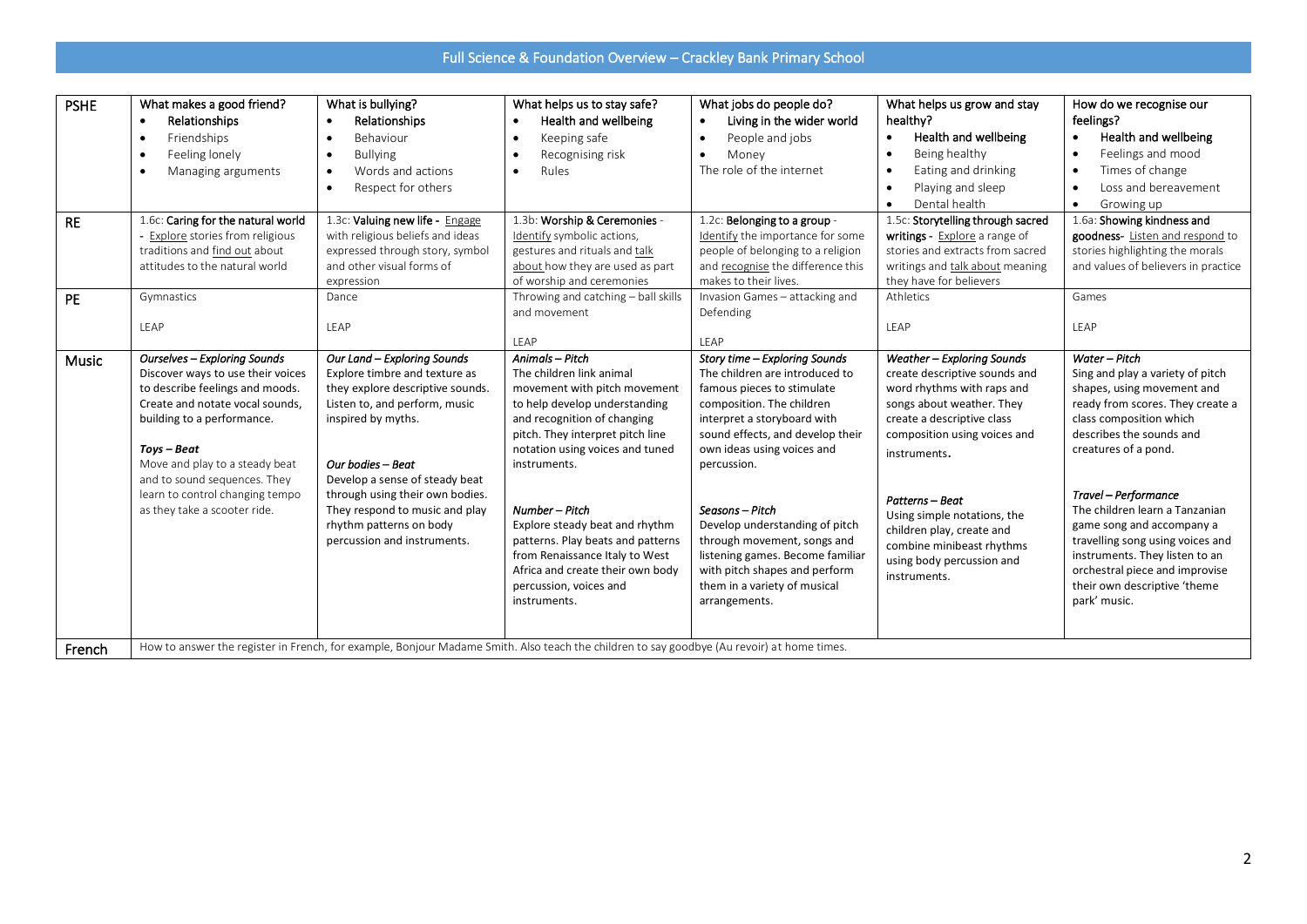# Full Science & Foundation Overview – Crackley Bank Primary School

| | | | | | | |
|---|---|---|---|---|---|---|
| **PSHE** | What makes a good friend?<br>• Relationships<br>• Friendships<br>• Feeling lonely<br>• Managing arguments | What is bullying?<br>• Relationships<br>• Behaviour<br>• Bullying<br>• Words and actions<br>• Respect for others | What helps us to stay safe?<br>• Health and wellbeing<br>• Keeping safe<br>• Recognising risk<br>• Rules | What jobs do people do?<br>• Living in the wider world<br>• People and jobs<br>• Money<br>The role of the internet | What helps us grow and stay healthy?<br>• Health and wellbeing<br>• Being healthy<br>• Eating and drinking<br>• Playing and sleep<br>• Dental health | How do we recognise our feelings?<br>• Health and wellbeing<br>• Feelings and mood<br>• Times of change<br>• Loss and bereavement<br>• Growing up |
| **RE** | 1.6c: **Caring for the natural world** - Explore stories from religious traditions and find out about attitudes to the natural world | 1.3c: **Valuing new life** - Engage with religious beliefs and ideas expressed through story, symbol and other visual forms of expression | 1.3b: **Worship & Ceremonies** - Identify symbolic actions, gestures and rituals and talk about how they are used as part of worship and ceremonies | 1.2c: **Belonging to a group** - Identify the importance for some people of belonging to a religion and recognise the difference this makes to their lives. | 1.5c: **Storytelling through sacred writings** - Explore a range of stories and extracts from sacred writings and talk about meaning they have for believers | 1.6a: **Showing kindness and goodness**- Listen and respond to stories highlighting the morals and values of believers in practice |
| **PE** | Gymnastics<br><br>LEAP | Dance<br><br>LEAP | Throwing and catching – ball skills and movement<br><br>LEAP | Invasion Games – attacking and Defending<br><br>LEAP | Athletics<br><br>LEAP | Games<br><br>LEAP |
| **Music** | ***Ourselves – Exploring Sounds***<br>Discover ways to use their voices to describe feelings and moods. Create and notate vocal sounds, building to a performance.<br><br>***Toys – Beat***<br>Move and play to a steady beat and to sound sequences. They learn to control changing tempo as they take a scooter ride. | ***Our Land – Exploring Sounds***<br>Explore timbre and texture as they explore descriptive sounds. Listen to, and perform, music inspired by myths.<br><br>***Our bodies – Beat***<br>Develop a sense of steady beat through using their own bodies. They respond to music and play rhythm patterns on body percussion and instruments. | ***Animals – Pitch***<br>The children link animal movement with pitch movement to help develop understanding and recognition of changing pitch. They interpret pitch line notation using voices and tuned instruments.<br><br>***Number – Pitch***<br>Explore steady beat and rhythm patterns. Play beats and patterns from Renaissance Italy to West Africa and create their own body percussion, voices and instruments. | ***Story time – Exploring Sounds***<br>The children are introduced to famous pieces to stimulate composition. The children interpret a storyboard with sound effects, and develop their own ideas using voices and percussion.<br><br>***Seasons – Pitch***<br>Develop understanding of pitch through movement, songs and listening games. Become familiar with pitch shapes and perform them in a variety of musical arrangements. | ***Weather – Exploring Sounds***<br>create descriptive sounds and word rhythms with raps and songs about weather. They create a descriptive class composition using voices and instruments.<br><br>***Patterns – Beat***<br>Using simple notations, the children play, create and combine minibeast rhythms using body percussion and instruments. | ***Water – Pitch***<br>Sing and play a variety of pitch shapes, using movement and ready from scores. They create a class composition which describes the sounds and creatures of a pond.<br><br>***Travel – Performance***<br>The children learn a Tanzanian game song and accompany a travelling song using voices and instruments. They listen to an orchestral piece and improvise their own descriptive 'theme park' music. |
| **French** | How to answer the register in French, for example, Bonjour Madame Smith. Also teach the children to say goodbye (Au revoir) at home times. | | | | | |